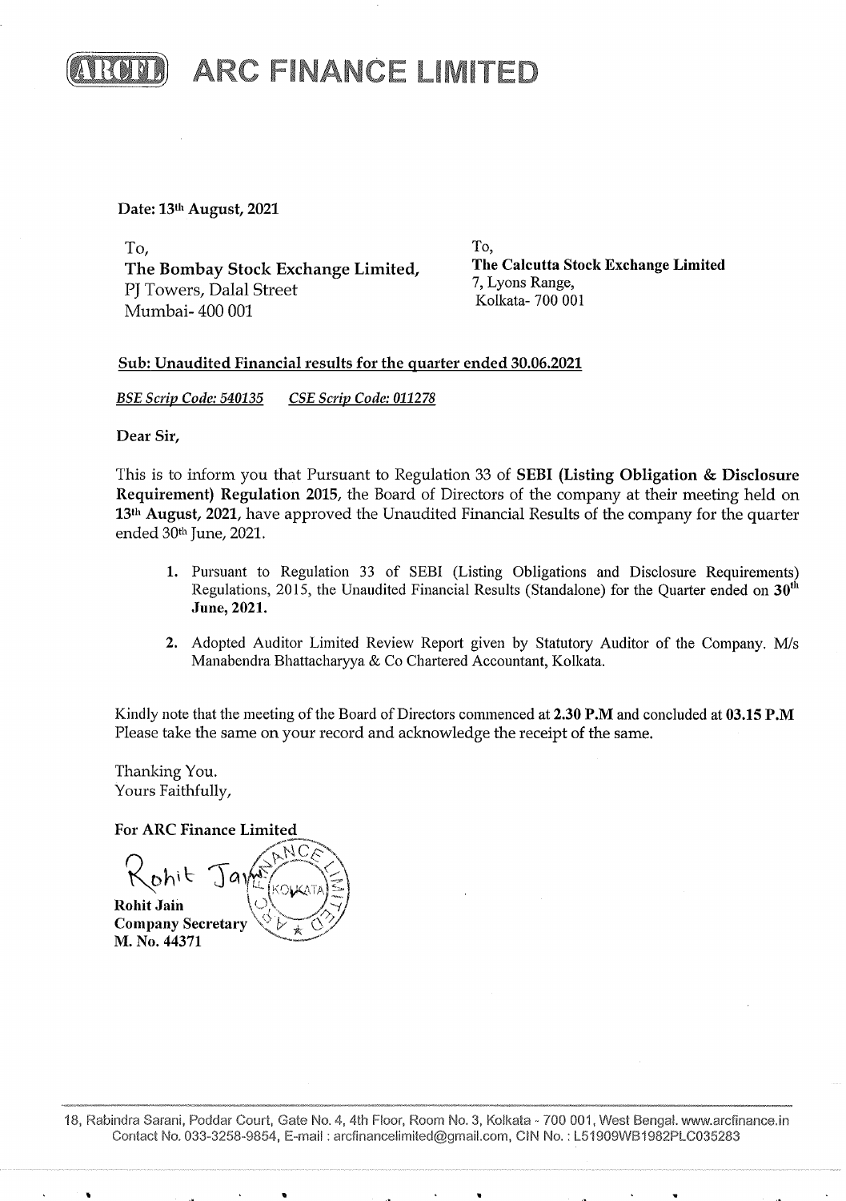# ARC FINANCE LIMITED

**Date: 13th August, 2021**

To,
**The Bombay Stock Exchange Limited,**
PJ Towers, Dalal Street
Mumbai- 400 001

To,
**The Calcutta Stock Exchange Limited**
7, Lyons Range,
Kolkata- 700 001

**Sub: Unaudited Financial results for the quarter ended 30.06.2021**

*BSE Scrip Code: 540135* *CSE Scrip Code: 011278*

**Dear Sir,**

This is to inform you that Pursuant to Regulation 33 of **SEBI (Listing Obligation & Disclosure Requirement) Regulation 2015,** the Board of Directors of the company at their meeting held on **13th August, 2021,** have approved the Unaudited Financial Results of the company for the quarter ended 30th June, 2021.

1. Pursuant to Regulation 33 of SEBI (Listing Obligations and Disclosure Requirements) Regulations, 2015, the Unaudited Financial Results (Standalone) for the Quarter ended on **30th June, 2021.**
2. Adopted Auditor Limited Review Report given by Statutory Auditor of the Company. M/s Manabendra Bhattacharyya & Co Chartered Accountant, Kolkata.

Kindly note that the meeting of the Board of Directors commenced at **2.30 P.M** and concluded at **03.15 P.M**
Please take the same on your record and acknowledge the receipt of the same.

Thanking You.
Yours Faithfully,

**For ARC Finance Limited**

Rohit Jain

**Rohit Jain**
**Company Secretary**
**M. No. 44371**

18, Rabindra Sarani, Poddar Court, Gate No. 4, 4th Floor, Room No. 3, Kolkata - 700 001, West Bengal. www.arcfinance.in
Contact No. 033-3258-9854, E-mail : arcfinancelimited@gmail.com, CIN No. : L51909WB1982PLC035283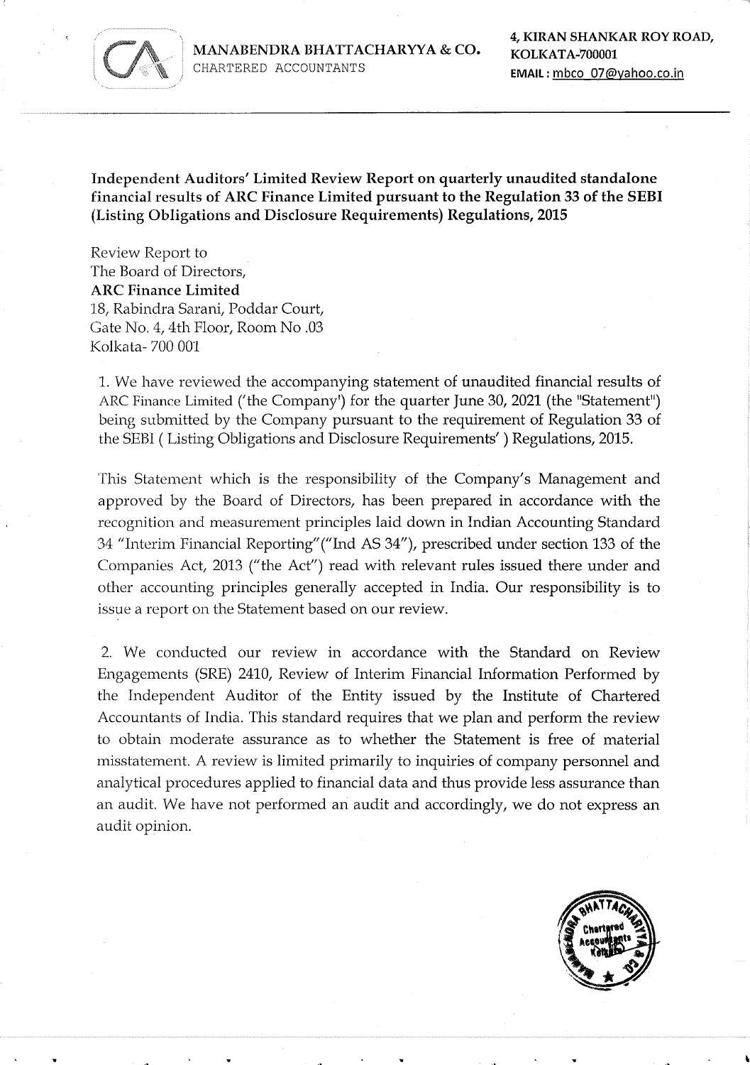MANABENDRA BHATTACHARYYA & CO.
CHARTERED ACCOUNTANTS

4, KIRAN SHANKAR ROY ROAD,
KOLKATA-700001
**EMAIL :** mbco_07@yahoo.co.in

**Independent Auditors' Limited Review Report on quarterly unaudited standalone financial results of ARC Finance Limited pursuant to the Regulation 33 of the SEBI (Listing Obligations and Disclosure Requirements) Regulations, 2015**

Review Report to
The Board of Directors,
**ARC Finance Limited**
18, Rabindra Sarani, Poddar Court,
Gate No. 4, 4th Floor, Room No .03
Kolkata- 700 001

1. We have reviewed the accompanying statement of unaudited financial results of ARC Finance Limited ('the Company') for the quarter June 30, 2021 (the "Statement") being submitted by the Company pursuant to the requirement of Regulation 33 of the SEBI ( Listing Obligations and Disclosure Requirements' ) Regulations, 2015.

This Statement which is the responsibility of the Company's Management and approved by the Board of Directors, has been prepared in accordance with the recognition and measurement principles laid down in Indian Accounting Standard 34 "Interim Financial Reporting"("Ind AS 34"), prescribed under section 133 of the Companies Act, 2013 ("the Act") read with relevant rules issued there under and other accounting principles generally accepted in India. Our responsibility is to issue a report on the Statement based on our review.

2. We conducted our review in accordance with the Standard on Review Engagements (SRE) 2410, Review of Interim Financial Information Performed by the Independent Auditor of the Entity issued by the Institute of Chartered Accountants of India. This standard requires that we plan and perform the review to obtain moderate assurance as to whether the Statement is free of material misstatement. A review is limited primarily to inquiries of company personnel and analytical procedures applied to financial data and thus provide less assurance than an audit. We have not performed an audit and accordingly, we do not express an audit opinion.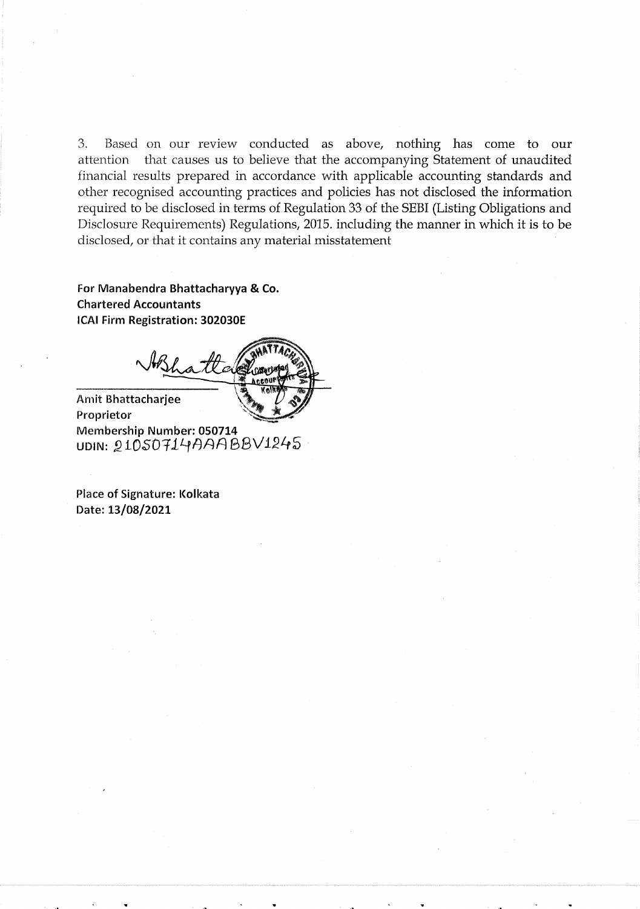3. Based on our review conducted as above, nothing has come to our attention that causes us to believe that the accompanying Statement of unaudited financial results prepared in accordance with applicable accounting standards and other recognised accounting practices and policies has not disclosed the information required to be disclosed in terms of Regulation 33 of the SEBI (Listing Obligations and Disclosure Requirements) Regulations, 2015. including the manner in which it is to be disclosed, or that it contains any material misstatement

**For Manabendra Bhattacharyya & Co.**
**Chartered Accountants**
**ICAI Firm Registration: 302030E**

Amit Bhattacharjee
Proprietor
Membership Number: 050714
UDIN: 21050714AAAABBV1245

Place of Signature: Kolkata
Date: 13/08/2021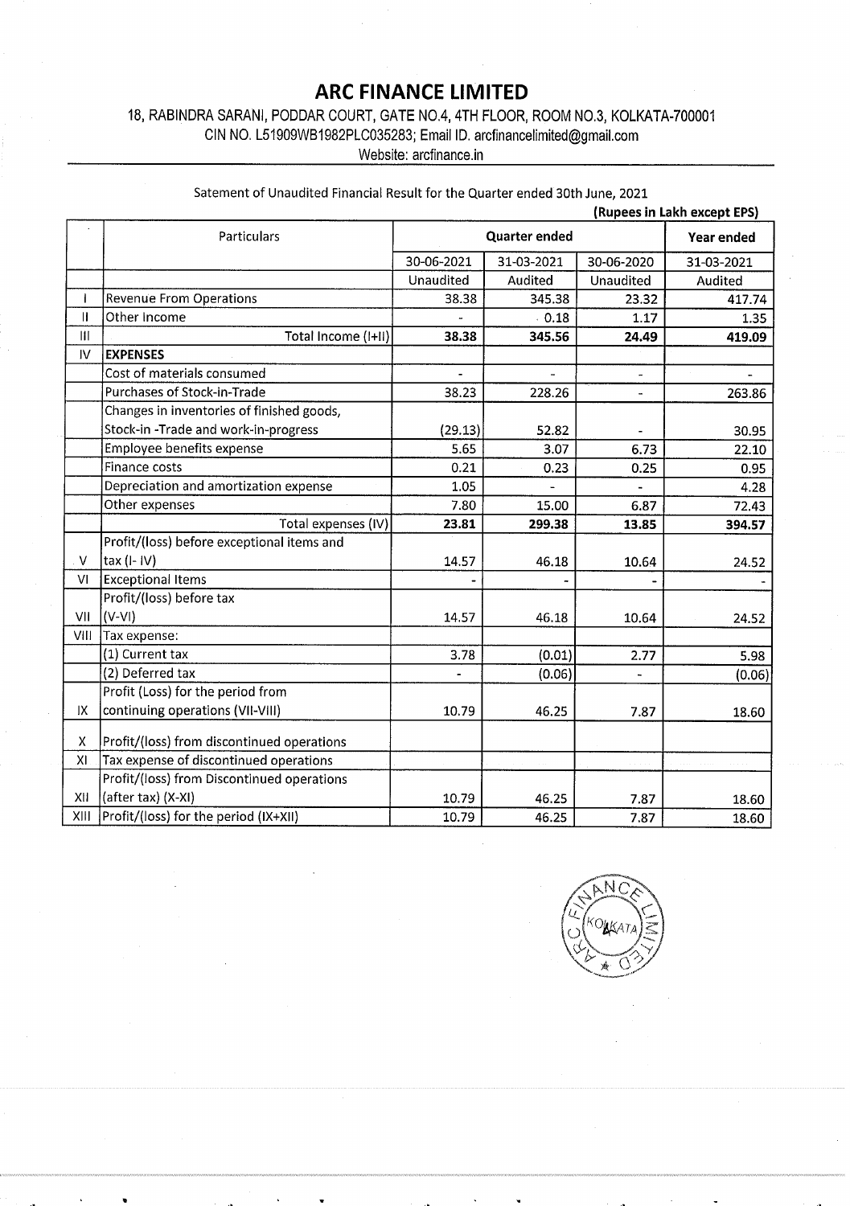# ARC FINANCE LIMITED

18, RABINDRA SARANI, PODDAR COURT, GATE NO.4, 4TH FLOOR, ROOM NO.3, KOLKATA-700001
CIN NO. L51909WB1982PLC035283; Email ID. arcfinancelimited@gmail.com
Website: arcfinance.in

Satement of Unaudited Financial Result for the Quarter ended 30th June, 2021

**(Rupees in Lakh except EPS)**

| | Particulars | Quarter ended | | | Year ended |
|---|---|---|---|---|---|
| | | 30-06-2021 | 31-03-2021 | 30-06-2020 | 31-03-2021 |
| | | Unaudited | Audited | Unaudited | Audited |
| I | Revenue From Operations | 38.38 | 345.38 | 23.32 | 417.74 |
| II | Other Income | - | 0.18 | 1.17 | 1.35 |
| III | Total Income (I+II) | **38.38** | **345.56** | **24.49** | **419.09** |
| IV | **EXPENSES** | | | | |
| | Cost of materials consumed | - | - | - | - |
| | Purchases of Stock-in-Trade | 38.23 | 228.26 | - | 263.86 |
| | Changes in inventories of finished goods, Stock-in -Trade and work-in-progress | (29.13) | 52.82 | - | 30.95 |
| | Employee benefits expense | 5.65 | 3.07 | 6.73 | 22.10 |
| | Finance costs | 0.21 | 0.23 | 0.25 | 0.95 |
| | Depreciation and amortization expense | 1.05 | - | - | 4.28 |
| | Other expenses | 7.80 | 15.00 | 6.87 | 72.43 |
| | Total expenses (IV) | **23.81** | **299.38** | **13.85** | **394.57** |
| V | Profit/(loss) before exceptional items and tax (I- IV) | 14.57 | 46.18 | 10.64 | 24.52 |
| VI | Exceptional Items | - | - | - | - |
| VII | Profit/(loss) before tax (V-VI) | 14.57 | 46.18 | 10.64 | 24.52 |
| VIII | Tax expense: | | | | |
| | (1) Current tax | 3.78 | (0.01) | 2.77 | 5.98 |
| | (2) Deferred tax | - | (0.06) | - | (0.06) |
| IX | Profit (Loss) for the period from continuing operations (VII-VIII) | 10.79 | 46.25 | 7.87 | 18.60 |
| X | Profit/(loss) from discontinued operations | | | | |
| XI | Tax expense of discontinued operations | | | | |
| XII | Profit/(loss) from Discontinued operations (after tax) (X-XI) | 10.79 | 46.25 | 7.87 | 18.60 |
| XIII | Profit/(loss) for the period (IX+XII) | 10.79 | 46.25 | 7.87 | 18.60 |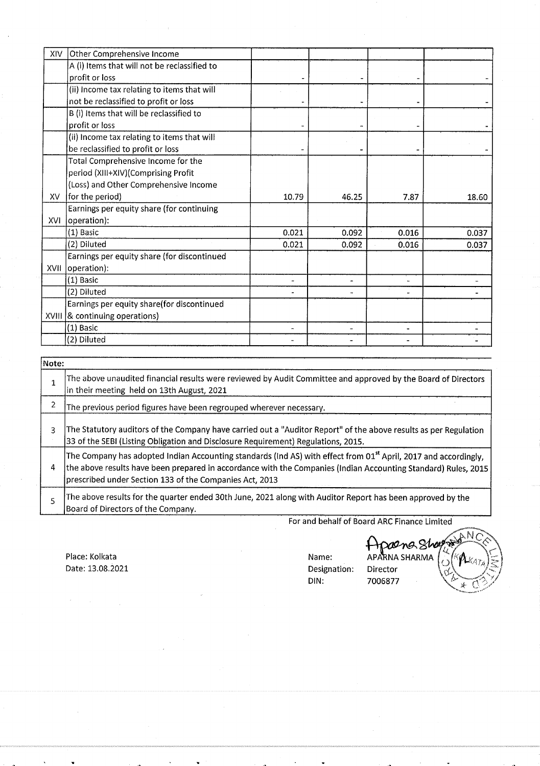| | | | | | |
|---|---|---|---|---|---|
| XIV | Other Comprehensive Income | | | | |
| | A (i) Items that will not be reclassified to profit or loss | - | - | - | - |
| | (ii) Income tax relating to items that will not be reclassified to profit or loss | - | - | - | - |
| | B (i) Items that will be reclassified to profit or loss | - | - | - | - |
| | (ii) Income tax relating to items that will be reclassified to profit or loss | - | - | - | - |
| XV | Total Comprehensive Income for the period (XIII+XIV)(Comprising Profit (Loss) and Other Comprehensive Income for the period) | 10.79 | 46.25 | 7.87 | 18.60 |
| XVI | Earnings per equity share (for continuing operation): | | | | |
| | (1) Basic | 0.021 | 0.092 | 0.016 | 0.037 |
| | (2) Diluted | 0.021 | 0.092 | 0.016 | 0.037 |
| XVII | Earnings per equity share (for discontinued operation): | | | | |
| | (1) Basic | - | - | - | - |
| | (2) Diluted | - | - | - | - |
| XVIII | Earnings per equity share(for discontinued & continuing operations) | | | | |
| | (1) Basic | - | - | - | - |
| | (2) Diluted | - | - | - | - |

| Note: | |
|---|---|
| 1 | The above unaudited financial results were reviewed by Audit Committee and approved by the Board of Directors in their meeting held on 13th August, 2021 |
| 2 | The previous period figures have been regrouped wherever necessary. |
| 3 | The Statutory auditors of the Company have carried out a "Auditor Report" of the above results as per Regulation 33 of the SEBI (Listing Obligation and Disclosure Requirement) Regulations, 2015. |
| 4 | The Company has adopted Indian Accounting standards (Ind AS) with effect from 01st April, 2017 and accordingly, the above results have been prepared in accordance with the Companies (Indian Accounting Standard) Rules, 2015 prescribed under Section 133 of the Companies Act, 2013 |
| 5 | The above results for the quarter ended 30th June, 2021 along with Auditor Report has been approved by the Board of Directors of the Company. |

For and behalf of Board ARC Finance Limited

Place: Kolkata
Date: 13.08.2021

Name: APARNA SHARMA
Designation: Director
DIN: 7006877